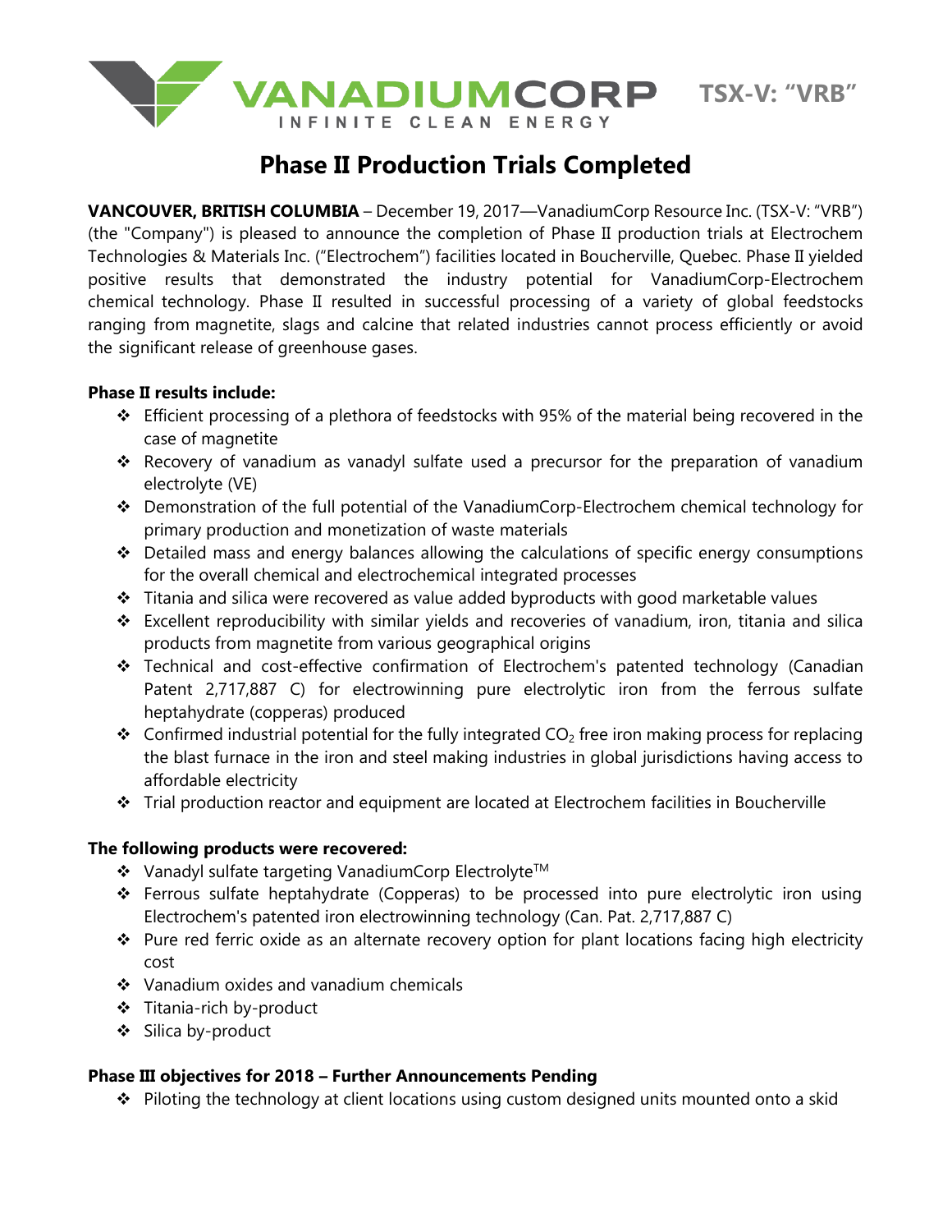VANADIUMCORP INFINITE CLEAN ENERGY **TSX-V: "VRB"**

# Phase II Production Trials Completed

**VANCOUVER, BRITISH COLUMBIA** – December 19, 2017—VanadiumCorp Resource Inc. (TSX-V: "VRB") (the "Company") is pleased to announce the completion of Phase II production trials at Electrochem Technologies & Materials Inc. ("Electrochem") facilities located in Boucherville, Quebec. Phase II yielded positive results that demonstrated the industry potential for VanadiumCorp-Electrochem chemical technology. Phase II resulted in successful processing of a variety of global feedstocks ranging from magnetite, slags and calcine that related industries cannot process efficiently or avoid the significant release of greenhouse gases.

**Phase II results include:**

- Efficient processing of a plethora of feedstocks with 95% of the material being recovered in the case of magnetite
- Recovery of vanadium as vanadyl sulfate used a precursor for the preparation of vanadium electrolyte (VE)
- Demonstration of the full potential of the VanadiumCorp-Electrochem chemical technology for primary production and monetization of waste materials
- Detailed mass and energy balances allowing the calculations of specific energy consumptions for the overall chemical and electrochemical integrated processes
- Titania and silica were recovered as value added byproducts with good marketable values
- Excellent reproducibility with similar yields and recoveries of vanadium, iron, titania and silica products from magnetite from various geographical origins
- Technical and cost-effective confirmation of Electrochem's patented technology (Canadian Patent 2,717,887 C) for electrowinning pure electrolytic iron from the ferrous sulfate heptahydrate (copperas) produced
- Confirmed industrial potential for the fully integrated $CO_2$ free iron making process for replacing the blast furnace in the iron and steel making industries in global jurisdictions having access to affordable electricity
- Trial production reactor and equipment are located at Electrochem facilities in Boucherville

**The following products were recovered:**

- Vanadyl sulfate targeting VanadiumCorp Electrolyte™
- Ferrous sulfate heptahydrate (Copperas) to be processed into pure electrolytic iron using Electrochem's patented iron electrowinning technology (Can. Pat. 2,717,887 C)
- Pure red ferric oxide as an alternate recovery option for plant locations facing high electricity cost
- Vanadium oxides and vanadium chemicals
- Titania-rich by-product
- Silica by-product

**Phase III objectives for 2018 – Further Announcements Pending**

- Piloting the technology at client locations using custom designed units mounted onto a skid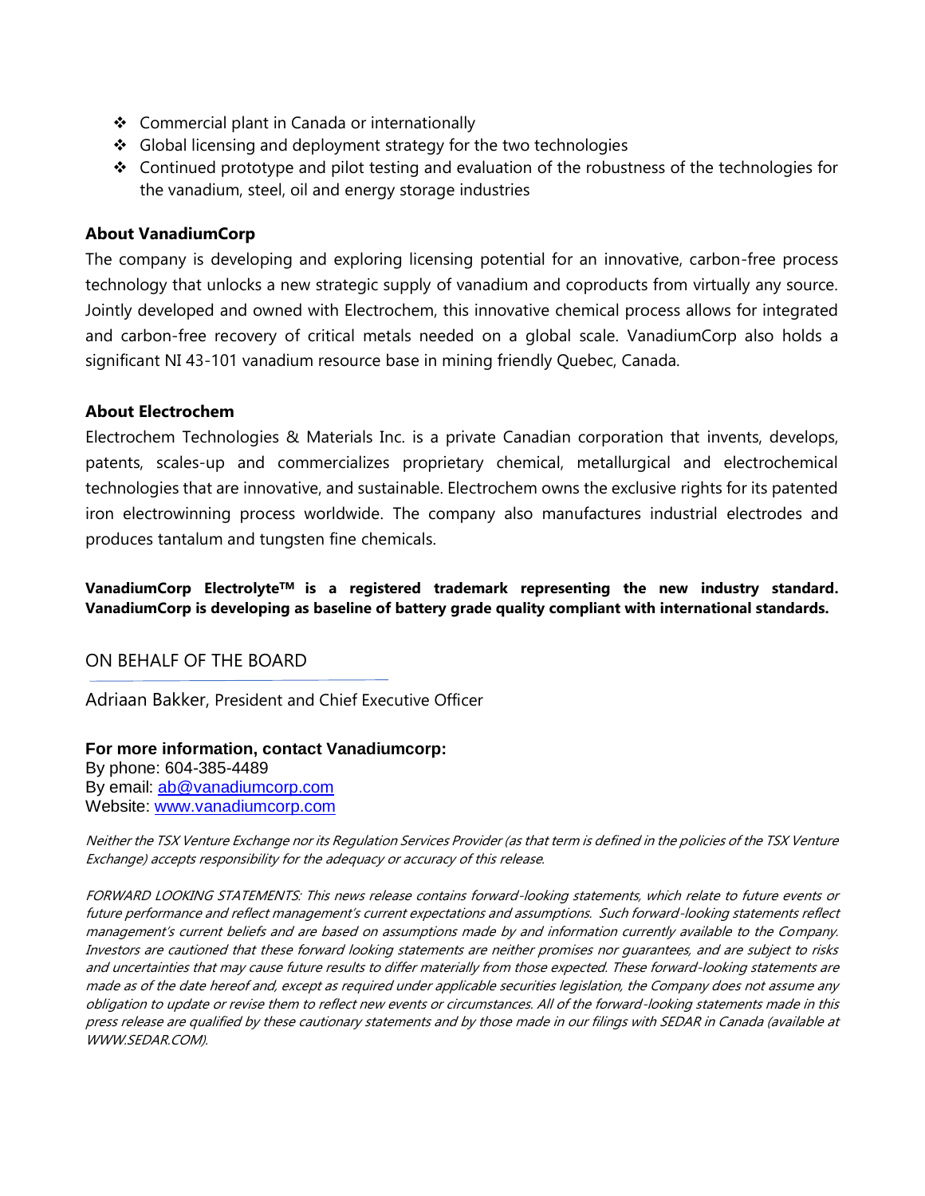- Commercial plant in Canada or internationally
- Global licensing and deployment strategy for the two technologies
- Continued prototype and pilot testing and evaluation of the robustness of the technologies for the vanadium, steel, oil and energy storage industries

**About VanadiumCorp**

The company is developing and exploring licensing potential for an innovative, carbon-free process technology that unlocks a new strategic supply of vanadium and coproducts from virtually any source. Jointly developed and owned with Electrochem, this innovative chemical process allows for integrated and carbon-free recovery of critical metals needed on a global scale. VanadiumCorp also holds a significant NI 43-101 vanadium resource base in mining friendly Quebec, Canada.

**About Electrochem**

Electrochem Technologies & Materials Inc. is a private Canadian corporation that invents, develops, patents, scales-up and commercializes proprietary chemical, metallurgical and electrochemical technologies that are innovative, and sustainable. Electrochem owns the exclusive rights for its patented iron electrowinning process worldwide. The company also manufactures industrial electrodes and produces tantalum and tungsten fine chemicals.

**VanadiumCorp Electrolyte™ is a registered trademark representing the new industry standard. VanadiumCorp is developing as baseline of battery grade quality compliant with international standards.**

ON BEHALF OF THE BOARD

Adriaan Bakker, President and Chief Executive Officer

**For more information, contact Vanadiumcorp:**
By phone: 604-385-4489
By email: ab@vanadiumcorp.com
Website: www.vanadiumcorp.com

*Neither the TSX Venture Exchange nor its Regulation Services Provider (as that term is defined in the policies of the TSX Venture Exchange) accepts responsibility for the adequacy or accuracy of this release.*

*FORWARD LOOKING STATEMENTS: This news release contains forward-looking statements, which relate to future events or future performance and reflect management's current expectations and assumptions. Such forward-looking statements reflect management's current beliefs and are based on assumptions made by and information currently available to the Company. Investors are cautioned that these forward looking statements are neither promises nor guarantees, and are subject to risks and uncertainties that may cause future results to differ materially from those expected. These forward-looking statements are made as of the date hereof and, except as required under applicable securities legislation, the Company does not assume any obligation to update or revise them to reflect new events or circumstances. All of the forward-looking statements made in this press release are qualified by these cautionary statements and by those made in our filings with SEDAR in Canada (available at WWW.SEDAR.COM).*